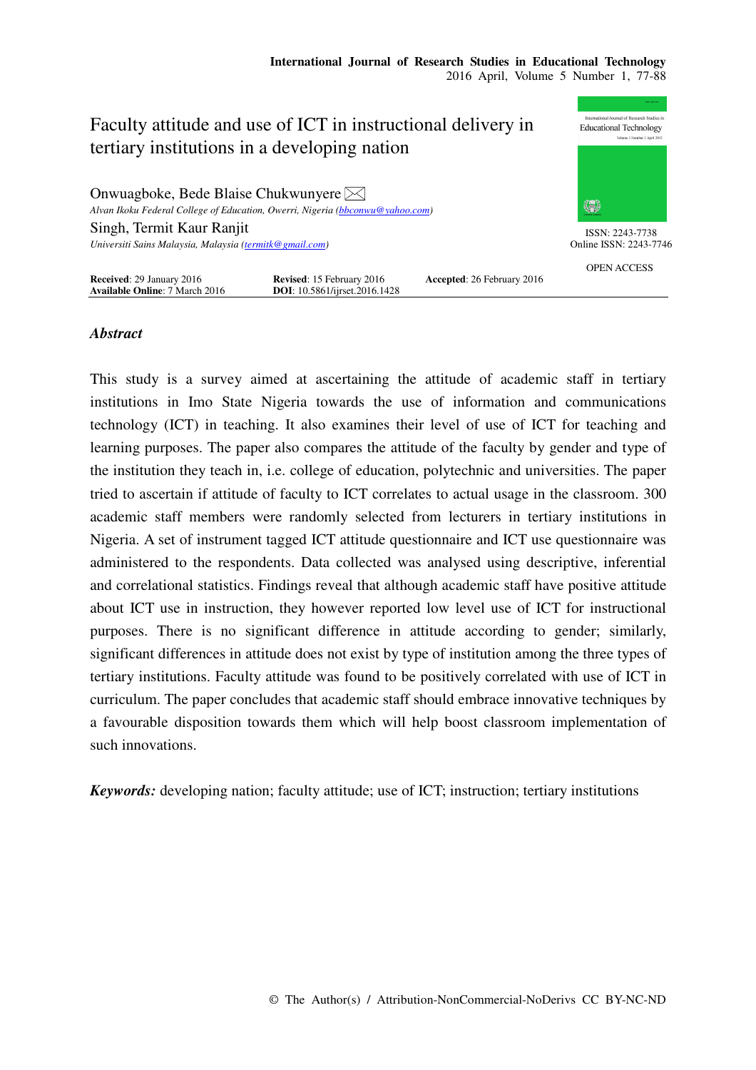# Faculty attitude and use of ICT in instructional delivery in tertiary institutions in a developing nation

Onwuagboke, Bede Blaise Chukwunyere ✉
*Alvan Ikoku Federal College of Education, Owerri, Nigeria (bbconwu@yahoo.com)*

Singh, Termit Kaur Ranjit
*Universiti Sains Malaysia, Malaysia (termitk@gmail.com)*

ISSN: 2243-7738
Online ISSN: 2243-7746

OPEN ACCESS

**Received**: 29 January 2016 **Revised**: 15 February 2016 **Accepted**: 26 February 2016
**Available Online**: 7 March 2016 **DOI**: 10.5861/ijrset.2016.1428

## *Abstract*

This study is a survey aimed at ascertaining the attitude of academic staff in tertiary institutions in Imo State Nigeria towards the use of information and communications technology (ICT) in teaching. It also examines their level of use of ICT for teaching and learning purposes. The paper also compares the attitude of the faculty by gender and type of the institution they teach in, i.e. college of education, polytechnic and universities. The paper tried to ascertain if attitude of faculty to ICT correlates to actual usage in the classroom. 300 academic staff members were randomly selected from lecturers in tertiary institutions in Nigeria. A set of instrument tagged ICT attitude questionnaire and ICT use questionnaire was administered to the respondents. Data collected was analysed using descriptive, inferential and correlational statistics. Findings reveal that although academic staff have positive attitude about ICT use in instruction, they however reported low level use of ICT for instructional purposes. There is no significant difference in attitude according to gender; similarly, significant differences in attitude does not exist by type of institution among the three types of tertiary institutions. Faculty attitude was found to be positively correlated with use of ICT in curriculum. The paper concludes that academic staff should embrace innovative techniques by a favourable disposition towards them which will help boost classroom implementation of such innovations.

***Keywords:*** developing nation; faculty attitude; use of ICT; instruction; tertiary institutions

© The Author(s) / Attribution-NonCommercial-NoDerivs CC BY-NC-ND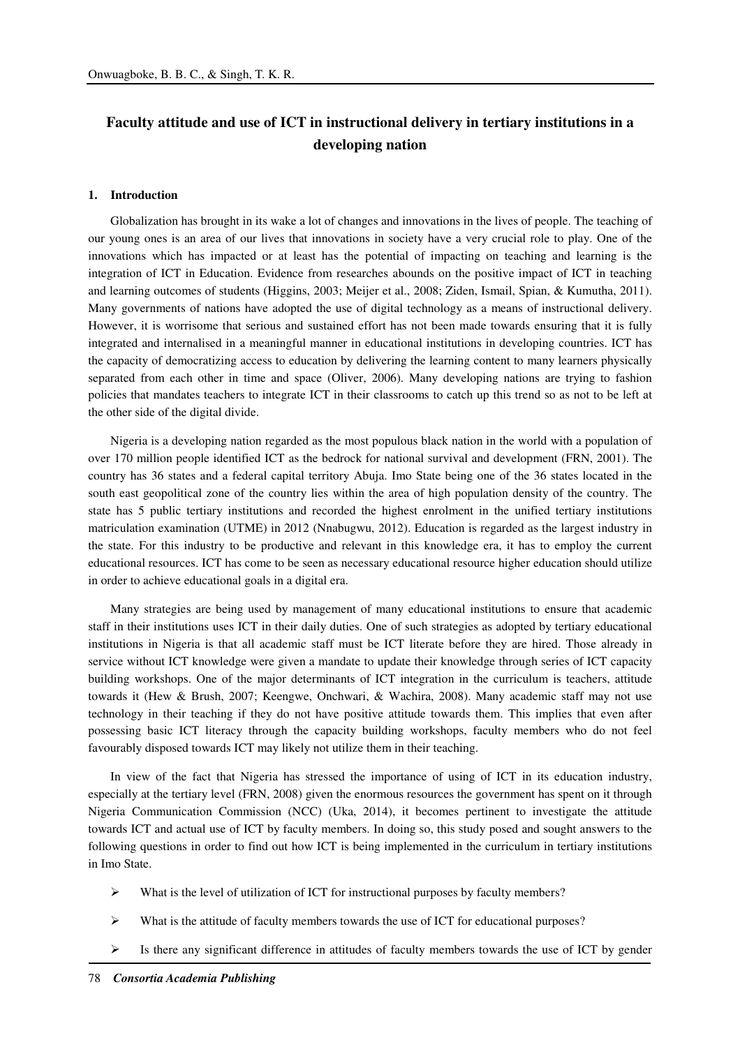# Faculty attitude and use of ICT in instructional delivery in tertiary institutions in a developing nation

## 1. Introduction

Globalization has brought in its wake a lot of changes and innovations in the lives of people. The teaching of our young ones is an area of our lives that innovations in society have a very crucial role to play. One of the innovations which has impacted or at least has the potential of impacting on teaching and learning is the integration of ICT in Education. Evidence from researches abounds on the positive impact of ICT in teaching and learning outcomes of students (Higgins, 2003; Meijer et al., 2008; Ziden, Ismail, Spian, & Kumutha, 2011). Many governments of nations have adopted the use of digital technology as a means of instructional delivery. However, it is worrisome that serious and sustained effort has not been made towards ensuring that it is fully integrated and internalised in a meaningful manner in educational institutions in developing countries. ICT has the capacity of democratizing access to education by delivering the learning content to many learners physically separated from each other in time and space (Oliver, 2006). Many developing nations are trying to fashion policies that mandates teachers to integrate ICT in their classrooms to catch up this trend so as not to be left at the other side of the digital divide.

Nigeria is a developing nation regarded as the most populous black nation in the world with a population of over 170 million people identified ICT as the bedrock for national survival and development (FRN, 2001). The country has 36 states and a federal capital territory Abuja. Imo State being one of the 36 states located in the south east geopolitical zone of the country lies within the area of high population density of the country. The state has 5 public tertiary institutions and recorded the highest enrolment in the unified tertiary institutions matriculation examination (UTME) in 2012 (Nnabugwu, 2012). Education is regarded as the largest industry in the state. For this industry to be productive and relevant in this knowledge era, it has to employ the current educational resources. ICT has come to be seen as necessary educational resource higher education should utilize in order to achieve educational goals in a digital era.

Many strategies are being used by management of many educational institutions to ensure that academic staff in their institutions uses ICT in their daily duties. One of such strategies as adopted by tertiary educational institutions in Nigeria is that all academic staff must be ICT literate before they are hired. Those already in service without ICT knowledge were given a mandate to update their knowledge through series of ICT capacity building workshops. One of the major determinants of ICT integration in the curriculum is teachers, attitude towards it (Hew & Brush, 2007; Keengwe, Onchwari, & Wachira, 2008). Many academic staff may not use technology in their teaching if they do not have positive attitude towards them. This implies that even after possessing basic ICT literacy through the capacity building workshops, faculty members who do not feel favourably disposed towards ICT may likely not utilize them in their teaching.

In view of the fact that Nigeria has stressed the importance of using of ICT in its education industry, especially at the tertiary level (FRN, 2008) given the enormous resources the government has spent on it through Nigeria Communication Commission (NCC) (Uka, 2014), it becomes pertinent to investigate the attitude towards ICT and actual use of ICT by faculty members. In doing so, this study posed and sought answers to the following questions in order to find out how ICT is being implemented in the curriculum in tertiary institutions in Imo State.

- What is the level of utilization of ICT for instructional purposes by faculty members?
- What is the attitude of faculty members towards the use of ICT for educational purposes?
- Is there any significant difference in attitudes of faculty members towards the use of ICT by gender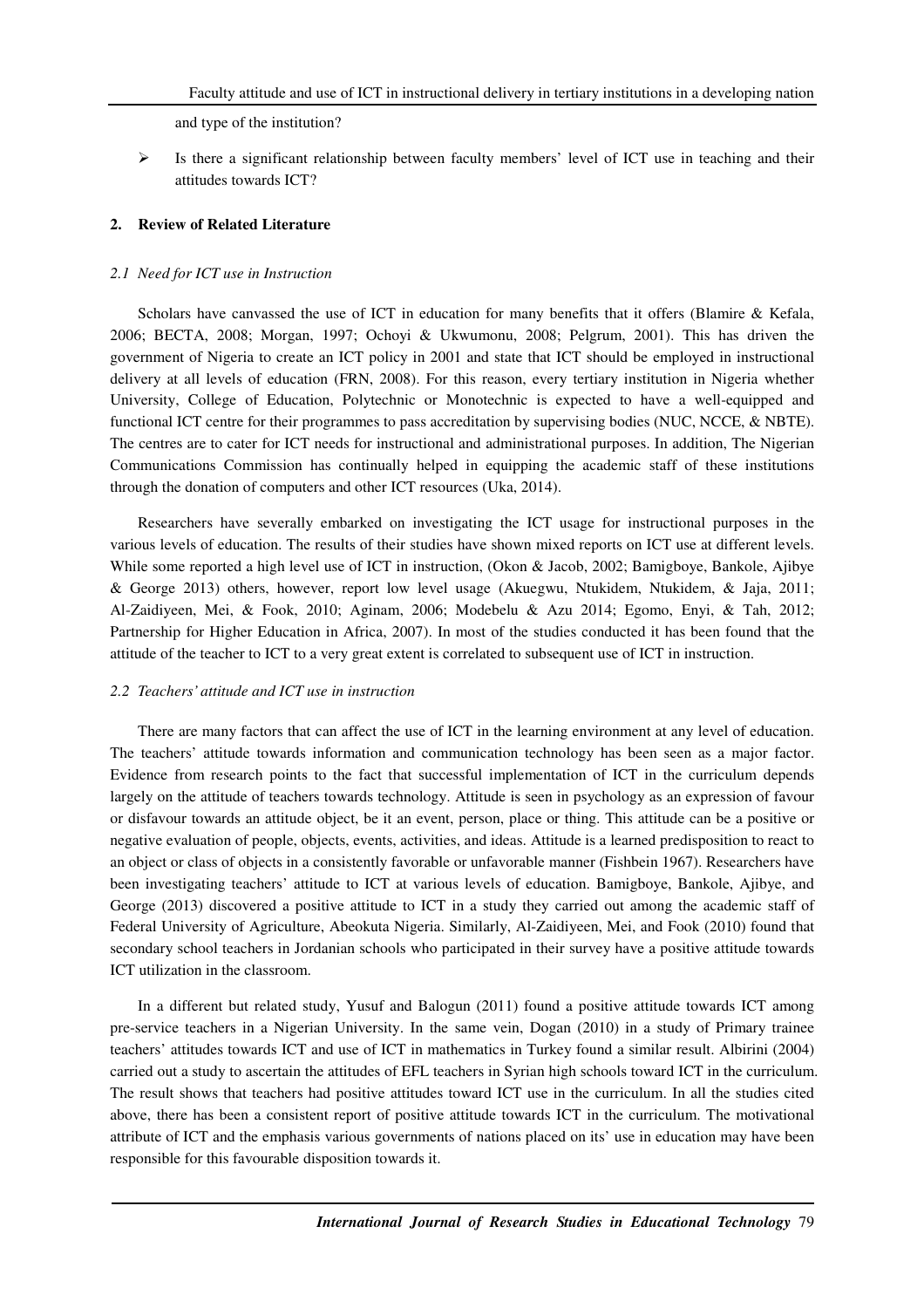and type of the institution?

- Is there a significant relationship between faculty members' level of ICT use in teaching and their attitudes towards ICT?

## 2. Review of Related Literature

### *2.1 Need for ICT use in Instruction*

Scholars have canvassed the use of ICT in education for many benefits that it offers (Blamire & Kefala, 2006; BECTA, 2008; Morgan, 1997; Ochoyi & Ukwumonu, 2008; Pelgrum, 2001). This has driven the government of Nigeria to create an ICT policy in 2001 and state that ICT should be employed in instructional delivery at all levels of education (FRN, 2008). For this reason, every tertiary institution in Nigeria whether University, College of Education, Polytechnic or Monotechnic is expected to have a well-equipped and functional ICT centre for their programmes to pass accreditation by supervising bodies (NUC, NCCE, & NBTE). The centres are to cater for ICT needs for instructional and administrational purposes. In addition, The Nigerian Communications Commission has continually helped in equipping the academic staff of these institutions through the donation of computers and other ICT resources (Uka, 2014).

Researchers have severally embarked on investigating the ICT usage for instructional purposes in the various levels of education. The results of their studies have shown mixed reports on ICT use at different levels. While some reported a high level use of ICT in instruction, (Okon & Jacob, 2002; Bamigboye, Bankole, Ajibye & George 2013) others, however, report low level usage (Akuegwu, Ntukidem, Ntukidem, & Jaja, 2011; Al-Zaidiyeen, Mei, & Fook, 2010; Aginam, 2006; Modebelu & Azu 2014; Egomo, Enyi, & Tah, 2012; Partnership for Higher Education in Africa, 2007). In most of the studies conducted it has been found that the attitude of the teacher to ICT to a very great extent is correlated to subsequent use of ICT in instruction.

### *2.2 Teachers' attitude and ICT use in instruction*

There are many factors that can affect the use of ICT in the learning environment at any level of education. The teachers' attitude towards information and communication technology has been seen as a major factor. Evidence from research points to the fact that successful implementation of ICT in the curriculum depends largely on the attitude of teachers towards technology. Attitude is seen in psychology as an expression of favour or disfavour towards an attitude object, be it an event, person, place or thing. This attitude can be a positive or negative evaluation of people, objects, events, activities, and ideas. Attitude is a learned predisposition to react to an object or class of objects in a consistently favorable or unfavorable manner (Fishbein 1967). Researchers have been investigating teachers' attitude to ICT at various levels of education. Bamigboye, Bankole, Ajibye, and George (2013) discovered a positive attitude to ICT in a study they carried out among the academic staff of Federal University of Agriculture, Abeokuta Nigeria. Similarly, Al-Zaidiyeen, Mei, and Fook (2010) found that secondary school teachers in Jordanian schools who participated in their survey have a positive attitude towards ICT utilization in the classroom.

In a different but related study, Yusuf and Balogun (2011) found a positive attitude towards ICT among pre-service teachers in a Nigerian University. In the same vein, Dogan (2010) in a study of Primary trainee teachers' attitudes towards ICT and use of ICT in mathematics in Turkey found a similar result. Albirini (2004) carried out a study to ascertain the attitudes of EFL teachers in Syrian high schools toward ICT in the curriculum. The result shows that teachers had positive attitudes toward ICT use in the curriculum. In all the studies cited above, there has been a consistent report of positive attitude towards ICT in the curriculum. The motivational attribute of ICT and the emphasis various governments of nations placed on its' use in education may have been responsible for this favourable disposition towards it.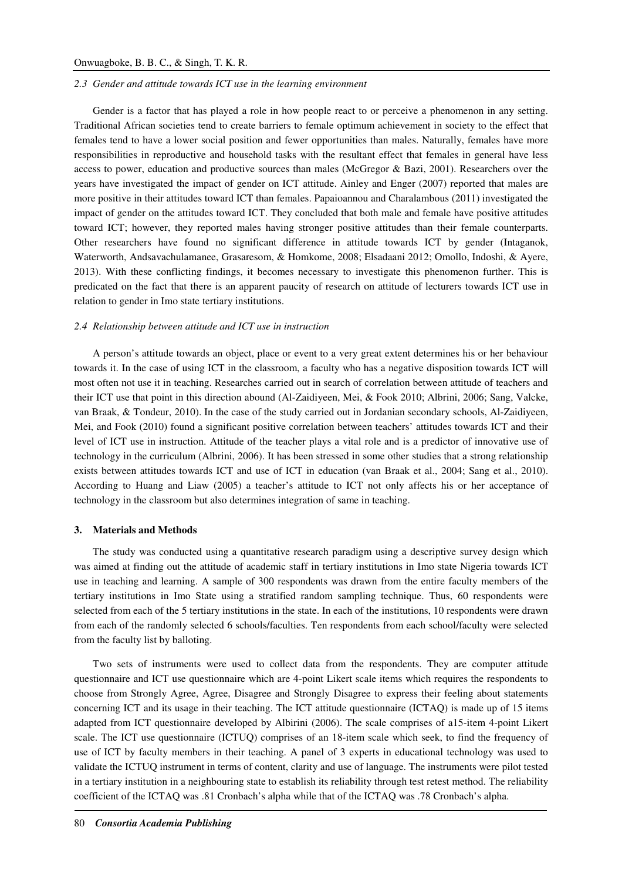### *2.3 Gender and attitude towards ICT use in the learning environment*

Gender is a factor that has played a role in how people react to or perceive a phenomenon in any setting. Traditional African societies tend to create barriers to female optimum achievement in society to the effect that females tend to have a lower social position and fewer opportunities than males. Naturally, females have more responsibilities in reproductive and household tasks with the resultant effect that females in general have less access to power, education and productive sources than males (McGregor & Bazi, 2001). Researchers over the years have investigated the impact of gender on ICT attitude. Ainley and Enger (2007) reported that males are more positive in their attitudes toward ICT than females. Papaioannou and Charalambous (2011) investigated the impact of gender on the attitudes toward ICT. They concluded that both male and female have positive attitudes toward ICT; however, they reported males having stronger positive attitudes than their female counterparts. Other researchers have found no significant difference in attitude towards ICT by gender (Intaganok, Waterworth, Andsavachulamanee, Grasaresom, & Homkome, 2008; Elsadaani 2012; Omollo, Indoshi, & Ayere, 2013). With these conflicting findings, it becomes necessary to investigate this phenomenon further. This is predicated on the fact that there is an apparent paucity of research on attitude of lecturers towards ICT use in relation to gender in Imo state tertiary institutions.

### *2.4 Relationship between attitude and ICT use in instruction*

A person's attitude towards an object, place or event to a very great extent determines his or her behaviour towards it. In the case of using ICT in the classroom, a faculty who has a negative disposition towards ICT will most often not use it in teaching. Researches carried out in search of correlation between attitude of teachers and their ICT use that point in this direction abound (Al-Zaidiyeen, Mei, & Fook 2010; Albrini, 2006; Sang, Valcke, van Braak, & Tondeur, 2010). In the case of the study carried out in Jordanian secondary schools, Al-Zaidiyeen, Mei, and Fook (2010) found a significant positive correlation between teachers' attitudes towards ICT and their level of ICT use in instruction. Attitude of the teacher plays a vital role and is a predictor of innovative use of technology in the curriculum (Albrini, 2006). It has been stressed in some other studies that a strong relationship exists between attitudes towards ICT and use of ICT in education (van Braak et al., 2004; Sang et al., 2010). According to Huang and Liaw (2005) a teacher's attitude to ICT not only affects his or her acceptance of technology in the classroom but also determines integration of same in teaching.

## **3. Materials and Methods**

The study was conducted using a quantitative research paradigm using a descriptive survey design which was aimed at finding out the attitude of academic staff in tertiary institutions in Imo state Nigeria towards ICT use in teaching and learning. A sample of 300 respondents was drawn from the entire faculty members of the tertiary institutions in Imo State using a stratified random sampling technique. Thus, 60 respondents were selected from each of the 5 tertiary institutions in the state. In each of the institutions, 10 respondents were drawn from each of the randomly selected 6 schools/faculties. Ten respondents from each school/faculty were selected from the faculty list by balloting.

Two sets of instruments were used to collect data from the respondents. They are computer attitude questionnaire and ICT use questionnaire which are 4-point Likert scale items which requires the respondents to choose from Strongly Agree, Agree, Disagree and Strongly Disagree to express their feeling about statements concerning ICT and its usage in their teaching. The ICT attitude questionnaire (ICTAQ) is made up of 15 items adapted from ICT questionnaire developed by Albirini (2006). The scale comprises of a15-item 4-point Likert scale. The ICT use questionnaire (ICTUQ) comprises of an 18-item scale which seek, to find the frequency of use of ICT by faculty members in their teaching. A panel of 3 experts in educational technology was used to validate the ICTUQ instrument in terms of content, clarity and use of language. The instruments were pilot tested in a tertiary institution in a neighbouring state to establish its reliability through test retest method. The reliability coefficient of the ICTAQ was .81 Cronbach's alpha while that of the ICTAQ was .78 Cronbach's alpha.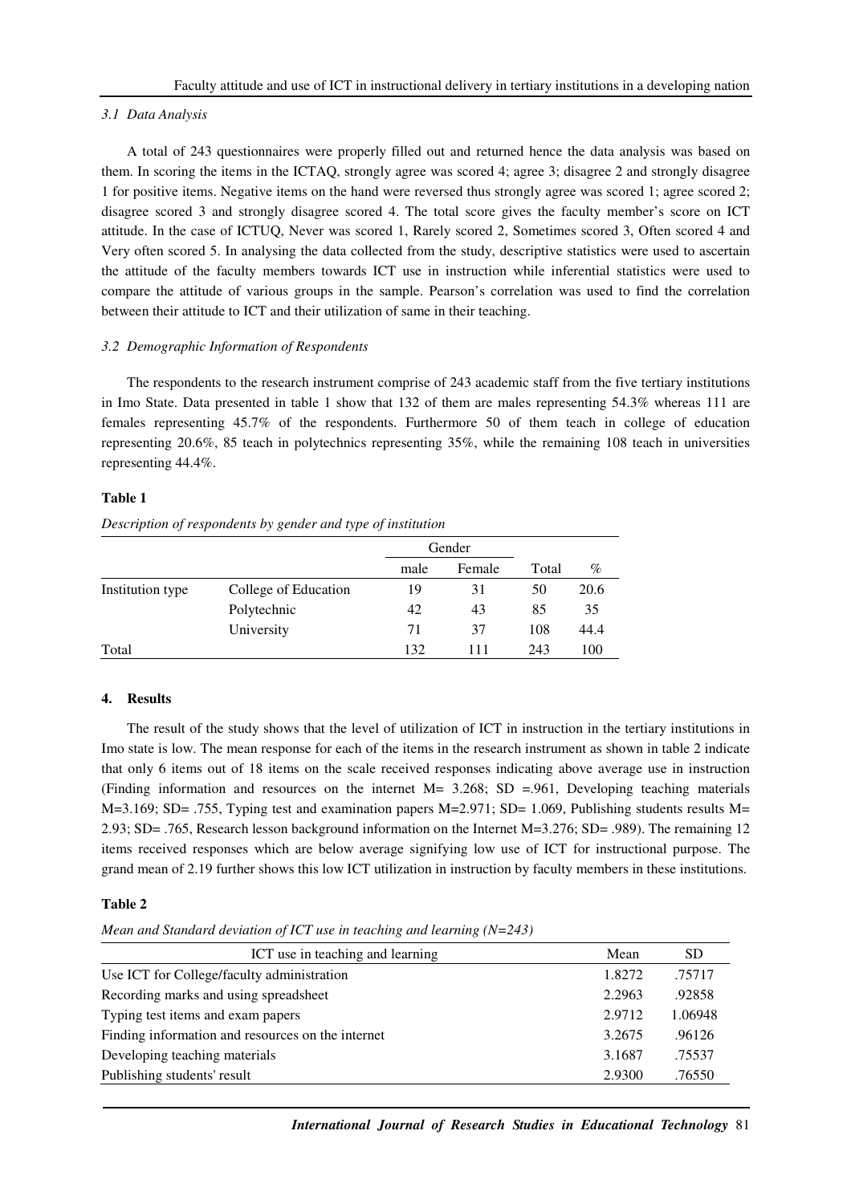### 3.1 Data Analysis

A total of 243 questionnaires were properly filled out and returned hence the data analysis was based on them. In scoring the items in the ICTAQ, strongly agree was scored 4; agree 3; disagree 2 and strongly disagree 1 for positive items. Negative items on the hand were reversed thus strongly agree was scored 1; agree scored 2; disagree scored 3 and strongly disagree scored 4. The total score gives the faculty member's score on ICT attitude. In the case of ICTUQ, Never was scored 1, Rarely scored 2, Sometimes scored 3, Often scored 4 and Very often scored 5. In analysing the data collected from the study, descriptive statistics were used to ascertain the attitude of the faculty members towards ICT use in instruction while inferential statistics were used to compare the attitude of various groups in the sample. Pearson's correlation was used to find the correlation between their attitude to ICT and their utilization of same in their teaching.

### 3.2 Demographic Information of Respondents

The respondents to the research instrument comprise of 243 academic staff from the five tertiary institutions in Imo State. Data presented in table 1 show that 132 of them are males representing 54.3% whereas 111 are females representing 45.7% of the respondents. Furthermore 50 of them teach in college of education representing 20.6%, 85 teach in polytechnics representing 35%, while the remaining 108 teach in universities representing 44.4%.

**Table 1**

*Description of respondents by gender and type of institution*

| | | Gender | | | |
|---|---|---|---|---|---|
| | | male | Female | Total | % |
| Institution type | College of Education | 19 | 31 | 50 | 20.6 |
| | Polytechnic | 42 | 43 | 85 | 35 |
| | University | 71 | 37 | 108 | 44.4 |
| Total | | 132 | 111 | 243 | 100 |

## 4. Results

The result of the study shows that the level of utilization of ICT in instruction in the tertiary institutions in Imo state is low. The mean response for each of the items in the research instrument as shown in table 2 indicate that only 6 items out of 18 items on the scale received responses indicating above average use in instruction (Finding information and resources on the internet M= 3.268; SD =.961, Developing teaching materials M=3.169; SD= .755, Typing test and examination papers M=2.971; SD= 1.069, Publishing students results M= 2.93; SD= .765, Research lesson background information on the Internet M=3.276; SD= .989). The remaining 12 items received responses which are below average signifying low use of ICT for instructional purpose. The grand mean of 2.19 further shows this low ICT utilization in instruction by faculty members in these institutions.

**Table 2**

*Mean and Standard deviation of ICT use in teaching and learning (N=243)*

| ICT use in teaching and learning | Mean | SD |
|---|---|---|
| Use ICT for College/faculty administration | 1.8272 | .75717 |
| Recording marks and using spreadsheet | 2.2963 | .92858 |
| Typing test items and exam papers | 2.9712 | 1.06948 |
| Finding information and resources on the internet | 3.2675 | .96126 |
| Developing teaching materials | 3.1687 | .75537 |
| Publishing students' result | 2.9300 | .76550 |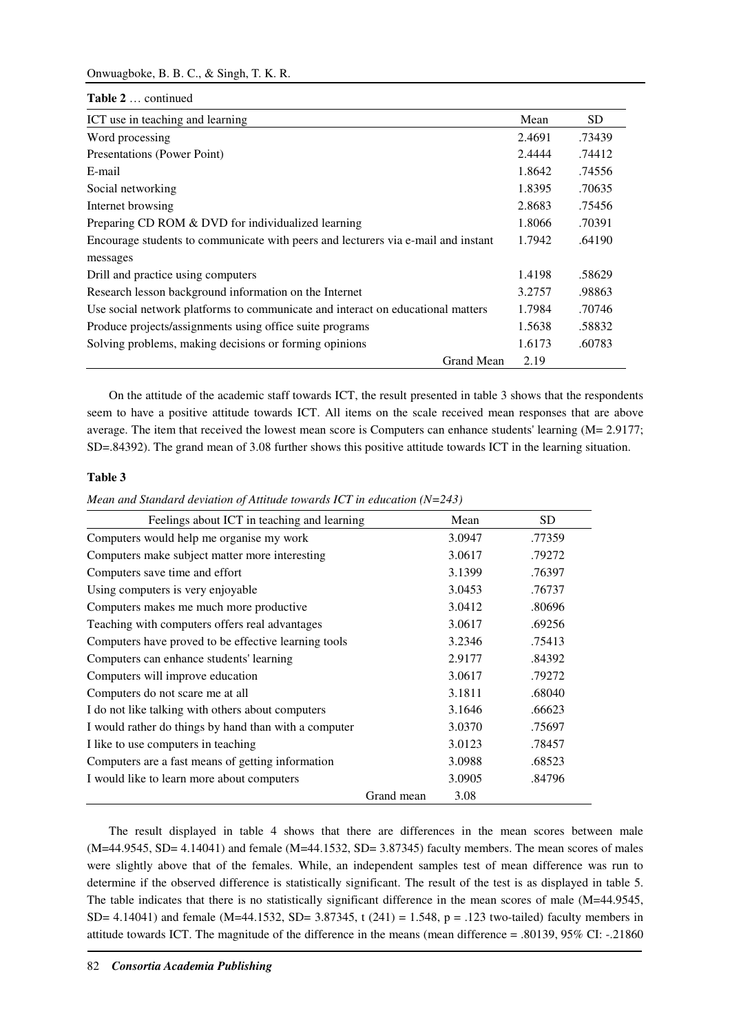**Table 2** … continued

| ICT use in teaching and learning | Mean | SD |
|---|---|---|
| Word processing | 2.4691 | .73439 |
| Presentations (Power Point) | 2.4444 | .74412 |
| E-mail | 1.8642 | .74556 |
| Social networking | 1.8395 | .70635 |
| Internet browsing | 2.8683 | .75456 |
| Preparing CD ROM & DVD for individualized learning | 1.8066 | .70391 |
| Encourage students to communicate with peers and lecturers via e-mail and instant messages | 1.7942 | .64190 |
| Drill and practice using computers | 1.4198 | .58629 |
| Research lesson background information on the Internet | 3.2757 | .98863 |
| Use social network platforms to communicate and interact on educational matters | 1.7984 | .70746 |
| Produce projects/assignments using office suite programs | 1.5638 | .58832 |
| Solving problems, making decisions or forming opinions | 1.6173 | .60783 |
| Grand Mean | 2.19 | |

On the attitude of the academic staff towards ICT, the result presented in table 3 shows that the respondents seem to have a positive attitude towards ICT. All items on the scale received mean responses that are above average. The item that received the lowest mean score is Computers can enhance students' learning (M= 2.9177; SD=.84392). The grand mean of 3.08 further shows this positive attitude towards ICT in the learning situation.

**Table 3**

*Mean and Standard deviation of Attitude towards ICT in education (N=243)*

| Feelings about ICT in teaching and learning | Mean | SD |
|---|---|---|
| Computers would help me organise my work | 3.0947 | .77359 |
| Computers make subject matter more interesting | 3.0617 | .79272 |
| Computers save time and effort | 3.1399 | .76397 |
| Using computers is very enjoyable | 3.0453 | .76737 |
| Computers makes me much more productive | 3.0412 | .80696 |
| Teaching with computers offers real advantages | 3.0617 | .69256 |
| Computers have proved to be effective learning tools | 3.2346 | .75413 |
| Computers can enhance students' learning | 2.9177 | .84392 |
| Computers will improve education | 3.0617 | .79272 |
| Computers do not scare me at all | 3.1811 | .68040 |
| I do not like talking with others about computers | 3.1646 | .66623 |
| I would rather do things by hand than with a computer | 3.0370 | .75697 |
| I like to use computers in teaching | 3.0123 | .78457 |
| Computers are a fast means of getting information | 3.0988 | .68523 |
| I would like to learn more about computers | 3.0905 | .84796 |
| Grand mean | 3.08 | |

The result displayed in table 4 shows that there are differences in the mean scores between male (M=44.9545, SD= 4.14041) and female (M=44.1532, SD= 3.87345) faculty members. The mean scores of males were slightly above that of the females. While, an independent samples test of mean difference was run to determine if the observed difference is statistically significant. The result of the test is as displayed in table 5. The table indicates that there is no statistically significant difference in the mean scores of male (M=44.9545, SD= 4.14041) and female (M=44.1532, SD= 3.87345, $t(241) = 1.548$, $p = .123$ two-tailed) faculty members in attitude towards ICT. The magnitude of the difference in the means (mean difference = .80139, 95% CI: -.21860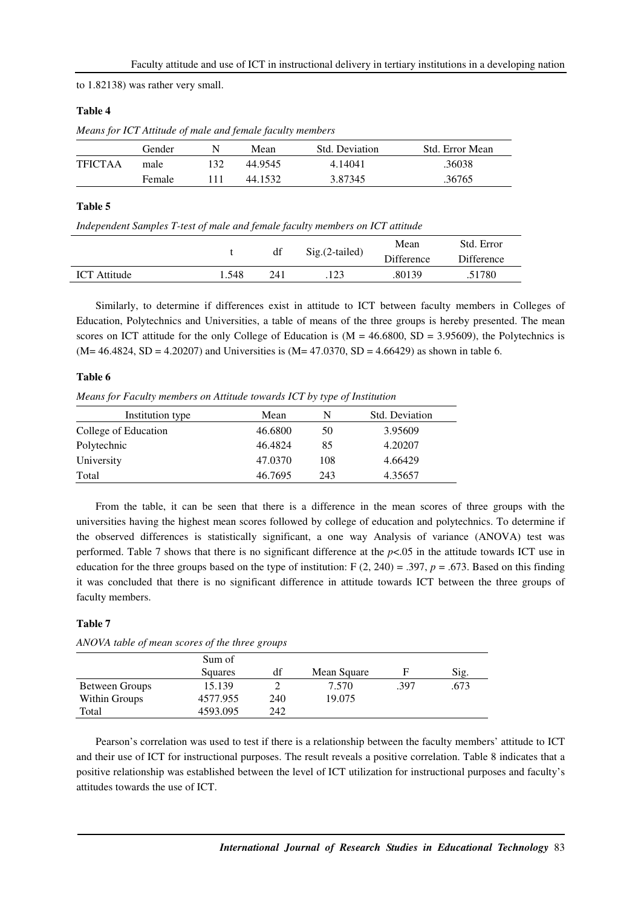to 1.82138) was rather very small.

**Table 4**

*Means for ICT Attitude of male and female faculty members*

| | Gender | N | Mean | Std. Deviation | Std. Error Mean |
|---|---|---|---|---|---|
| TFICTAA | male | 132 | 44.9545 | 4.14041 | .36038 |
| | Female | 111 | 44.1532 | 3.87345 | .36765 |

**Table 5**

*Independent Samples T-test of male and female faculty members on ICT attitude*

| | t | df | Sig.(2-tailed) | Mean Difference | Std. Error Difference |
|---|---|---|---|---|---|
| ICT Attitude | 1.548 | 241 | .123 | .80139 | .51780 |

Similarly, to determine if differences exist in attitude to ICT between faculty members in Colleges of Education, Polytechnics and Universities, a table of means of the three groups is hereby presented. The mean scores on ICT attitude for the only College of Education is (M = 46.6800, SD = 3.95609), the Polytechnics is (M= 46.4824, SD = 4.20207) and Universities is (M= 47.0370, SD = 4.66429) as shown in table 6.

**Table 6**

*Means for Faculty members on Attitude towards ICT by type of Institution*

| Institution type | Mean | N | Std. Deviation |
|---|---|---|---|
| College of Education | 46.6800 | 50 | 3.95609 |
| Polytechnic | 46.4824 | 85 | 4.20207 |
| University | 47.0370 | 108 | 4.66429 |
| Total | 46.7695 | 243 | 4.35657 |

From the table, it can be seen that there is a difference in the mean scores of three groups with the universities having the highest mean scores followed by college of education and polytechnics. To determine if the observed differences is statistically significant, a one way Analysis of variance (ANOVA) test was performed. Table 7 shows that there is no significant difference at the $p<.05$ in the attitude towards ICT use in education for the three groups based on the type of institution: $F(2, 240) = .397$, $p = .673$. Based on this finding it was concluded that there is no significant difference in attitude towards ICT between the three groups of faculty members.

**Table 7**

*ANOVA table of mean scores of the three groups*

| | Sum of Squares | df | Mean Square | F | Sig. |
|---|---|---|---|---|---|
| Between Groups | 15.139 | 2 | 7.570 | .397 | .673 |
| Within Groups | 4577.955 | 240 | 19.075 | | |
| Total | 4593.095 | 242 | | | |

Pearson's correlation was used to test if there is a relationship between the faculty members' attitude to ICT and their use of ICT for instructional purposes. The result reveals a positive correlation. Table 8 indicates that a positive relationship was established between the level of ICT utilization for instructional purposes and faculty's attitudes towards the use of ICT.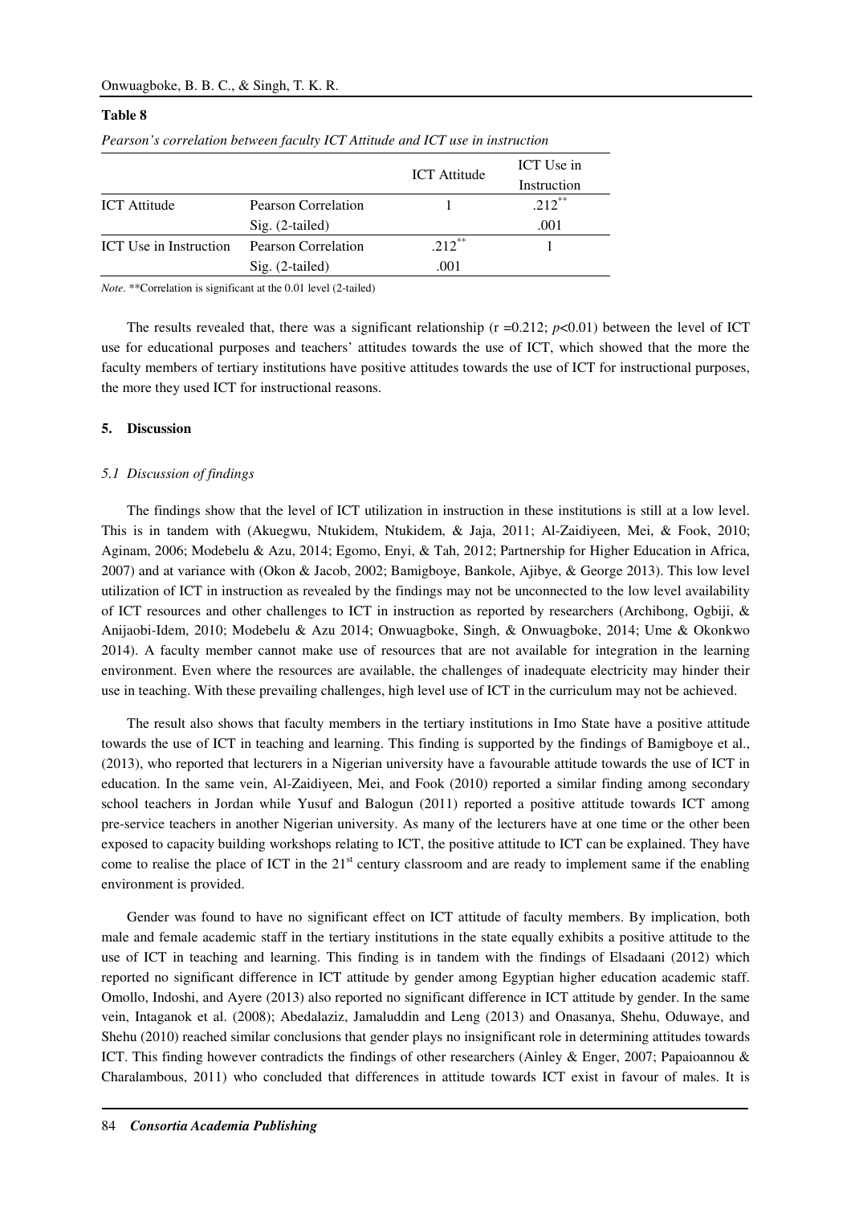**Table 8**

*Pearson's correlation between faculty ICT Attitude and ICT use in instruction*

| | | ICT Attitude | ICT Use in Instruction |
|---|---|---|---|
| ICT Attitude | Pearson Correlation | 1 | .212** |
| | Sig. (2-tailed) | | .001 |
| ICT Use in Instruction | Pearson Correlation | .212** | 1 |
| | Sig. (2-tailed) | .001 | |

*Note*. **Correlation is significant at the 0.01 level (2-tailed)

The results revealed that, there was a significant relationship (r =0.212; $p$<0.01) between the level of ICT use for educational purposes and teachers' attitudes towards the use of ICT, which showed that the more the faculty members of tertiary institutions have positive attitudes towards the use of ICT for instructional purposes, the more they used ICT for instructional reasons.

## 5. Discussion

### *5.1 Discussion of findings*

The findings show that the level of ICT utilization in instruction in these institutions is still at a low level. This is in tandem with (Akuegwu, Ntukidem, Ntukidem, & Jaja, 2011; Al-Zaidiyeen, Mei, & Fook, 2010; Aginam, 2006; Modebelu & Azu, 2014; Egomo, Enyi, & Tah, 2012; Partnership for Higher Education in Africa, 2007) and at variance with (Okon & Jacob, 2002; Bamigboye, Bankole, Ajibye, & George 2013). This low level utilization of ICT in instruction as revealed by the findings may not be unconnected to the low level availability of ICT resources and other challenges to ICT in instruction as reported by researchers (Archibong, Ogbiji, & Anijaobi-Idem, 2010; Modebelu & Azu 2014; Onwuagboke, Singh, & Onwuagboke, 2014; Ume & Okonkwo 2014). A faculty member cannot make use of resources that are not available for integration in the learning environment. Even where the resources are available, the challenges of inadequate electricity may hinder their use in teaching. With these prevailing challenges, high level use of ICT in the curriculum may not be achieved.

The result also shows that faculty members in the tertiary institutions in Imo State have a positive attitude towards the use of ICT in teaching and learning. This finding is supported by the findings of Bamigboye et al., (2013), who reported that lecturers in a Nigerian university have a favourable attitude towards the use of ICT in education. In the same vein, Al-Zaidiyeen, Mei, and Fook (2010) reported a similar finding among secondary school teachers in Jordan while Yusuf and Balogun (2011) reported a positive attitude towards ICT among pre-service teachers in another Nigerian university. As many of the lecturers have at one time or the other been exposed to capacity building workshops relating to ICT, the positive attitude to ICT can be explained. They have come to realise the place of ICT in the 21st century classroom and are ready to implement same if the enabling environment is provided.

Gender was found to have no significant effect on ICT attitude of faculty members. By implication, both male and female academic staff in the tertiary institutions in the state equally exhibits a positive attitude to the use of ICT in teaching and learning. This finding is in tandem with the findings of Elsadaani (2012) which reported no significant difference in ICT attitude by gender among Egyptian higher education academic staff. Omollo, Indoshi, and Ayere (2013) also reported no significant difference in ICT attitude by gender. In the same vein, Intaganok et al. (2008); Abedalaziz, Jamaluddin and Leng (2013) and Onasanya, Shehu, Oduwaye, and Shehu (2010) reached similar conclusions that gender plays no insignificant role in determining attitudes towards ICT. This finding however contradicts the findings of other researchers (Ainley & Enger, 2007; Papaioannou & Charalambous, 2011) who concluded that differences in attitude towards ICT exist in favour of males. It is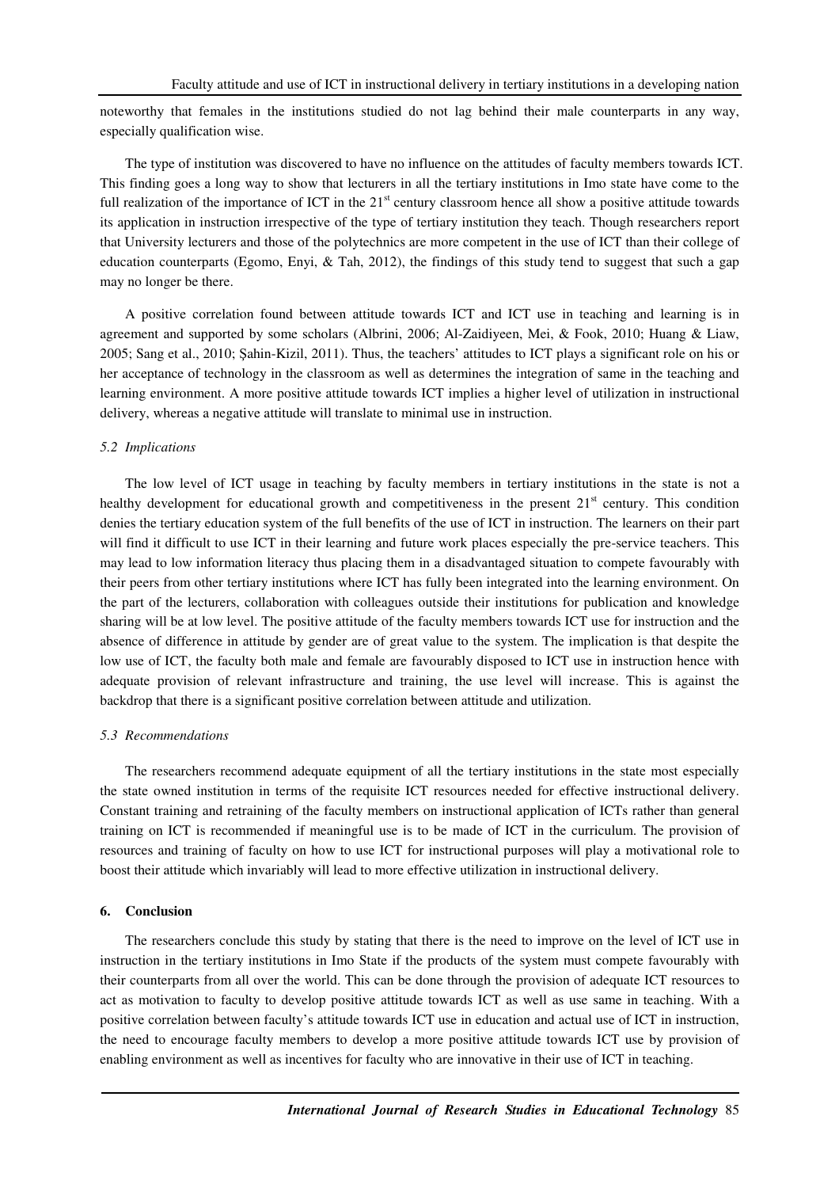noteworthy that females in the institutions studied do not lag behind their male counterparts in any way, especially qualification wise.

The type of institution was discovered to have no influence on the attitudes of faculty members towards ICT. This finding goes a long way to show that lecturers in all the tertiary institutions in Imo state have come to the full realization of the importance of ICT in the 21st century classroom hence all show a positive attitude towards its application in instruction irrespective of the type of tertiary institution they teach. Though researchers report that University lecturers and those of the polytechnics are more competent in the use of ICT than their college of education counterparts (Egomo, Enyi, & Tah, 2012), the findings of this study tend to suggest that such a gap may no longer be there.

A positive correlation found between attitude towards ICT and ICT use in teaching and learning is in agreement and supported by some scholars (Albrini, 2006; Al-Zaidiyeen, Mei, & Fook, 2010; Huang & Liaw, 2005; Sang et al., 2010; Şahin-Kizil, 2011). Thus, the teachers' attitudes to ICT plays a significant role on his or her acceptance of technology in the classroom as well as determines the integration of same in the teaching and learning environment. A more positive attitude towards ICT implies a higher level of utilization in instructional delivery, whereas a negative attitude will translate to minimal use in instruction.

### *5.2 Implications*

The low level of ICT usage in teaching by faculty members in tertiary institutions in the state is not a healthy development for educational growth and competitiveness in the present 21st century. This condition denies the tertiary education system of the full benefits of the use of ICT in instruction. The learners on their part will find it difficult to use ICT in their learning and future work places especially the pre-service teachers. This may lead to low information literacy thus placing them in a disadvantaged situation to compete favourably with their peers from other tertiary institutions where ICT has fully been integrated into the learning environment. On the part of the lecturers, collaboration with colleagues outside their institutions for publication and knowledge sharing will be at low level. The positive attitude of the faculty members towards ICT use for instruction and the absence of difference in attitude by gender are of great value to the system. The implication is that despite the low use of ICT, the faculty both male and female are favourably disposed to ICT use in instruction hence with adequate provision of relevant infrastructure and training, the use level will increase. This is against the backdrop that there is a significant positive correlation between attitude and utilization.

### *5.3 Recommendations*

The researchers recommend adequate equipment of all the tertiary institutions in the state most especially the state owned institution in terms of the requisite ICT resources needed for effective instructional delivery. Constant training and retraining of the faculty members on instructional application of ICTs rather than general training on ICT is recommended if meaningful use is to be made of ICT in the curriculum. The provision of resources and training of faculty on how to use ICT for instructional purposes will play a motivational role to boost their attitude which invariably will lead to more effective utilization in instructional delivery.

## 6. Conclusion

The researchers conclude this study by stating that there is the need to improve on the level of ICT use in instruction in the tertiary institutions in Imo State if the products of the system must compete favourably with their counterparts from all over the world. This can be done through the provision of adequate ICT resources to act as motivation to faculty to develop positive attitude towards ICT as well as use same in teaching. With a positive correlation between faculty's attitude towards ICT use in education and actual use of ICT in instruction, the need to encourage faculty members to develop a more positive attitude towards ICT use by provision of enabling environment as well as incentives for faculty who are innovative in their use of ICT in teaching.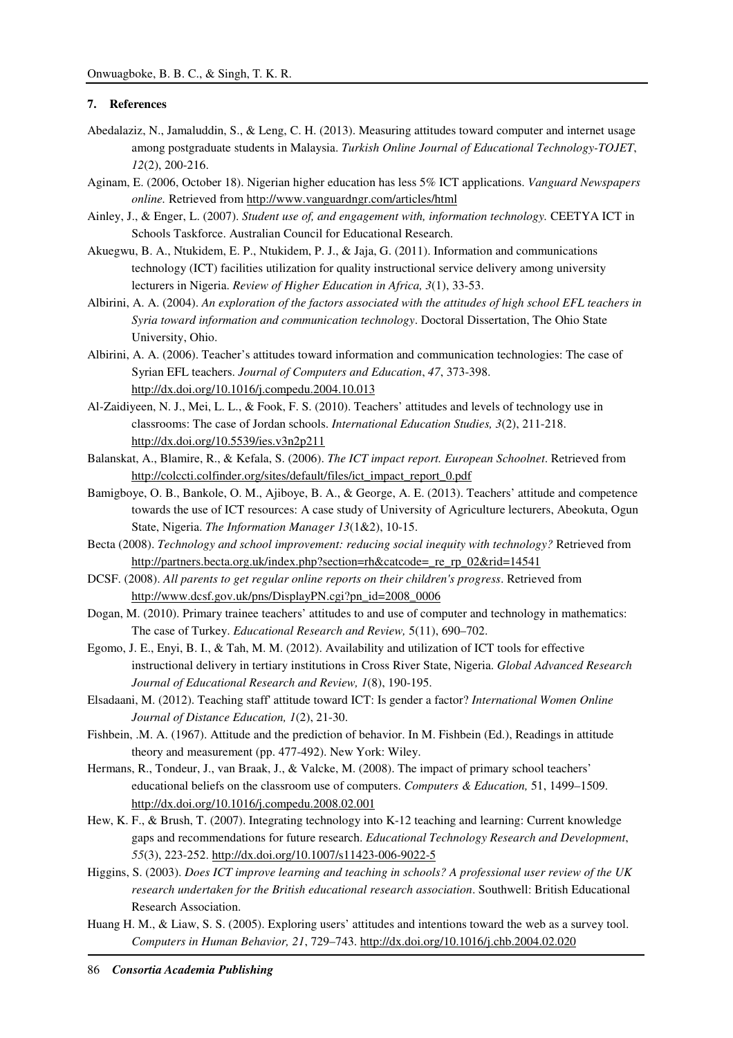## 7. References

Abedalaziz, N., Jamaluddin, S., & Leng, C. H. (2013). Measuring attitudes toward computer and internet usage among postgraduate students in Malaysia. *Turkish Online Journal of Educational Technology-TOJET*, *12*(2), 200-216.

Aginam, E. (2006, October 18). Nigerian higher education has less 5% ICT applications. *Vanguard Newspapers online.* Retrieved from http://www.vanguardngr.com/articles/html

Ainley, J., & Enger, L. (2007). *Student use of, and engagement with, information technology.* CEETYA ICT in Schools Taskforce. Australian Council for Educational Research.

Akuegwu, B. A., Ntukidem, E. P., Ntukidem, P. J., & Jaja, G. (2011). Information and communications technology (ICT) facilities utilization for quality instructional service delivery among university lecturers in Nigeria. *Review of Higher Education in Africa, 3*(1), 33-53.

Albirini, A. A. (2004). *An exploration of the factors associated with the attitudes of high school EFL teachers in Syria toward information and communication technology*. Doctoral Dissertation, The Ohio State University, Ohio.

Albirini, A. A. (2006). Teacher's attitudes toward information and communication technologies: The case of Syrian EFL teachers. *Journal of Computers and Education*, *47*, 373-398. http://dx.doi.org/10.1016/j.compedu.2004.10.013

Al-Zaidiyeen, N. J., Mei, L. L., & Fook, F. S. (2010). Teachers' attitudes and levels of technology use in classrooms: The case of Jordan schools. *International Education Studies, 3*(2), 211-218. http://dx.doi.org/10.5539/ies.v3n2p211

Balanskat, A., Blamire, R., & Kefala, S. (2006). *The ICT impact report. European Schoolnet*. Retrieved from http://colccti.colfinder.org/sites/default/files/ict_impact_report_0.pdf

Bamigboye, O. B., Bankole, O. M., Ajiboye, B. A., & George, A. E. (2013). Teachers' attitude and competence towards the use of ICT resources: A case study of University of Agriculture lecturers, Abeokuta, Ogun State, Nigeria. *The Information Manager 13*(1&2), 10-15.

Becta (2008). *Technology and school improvement: reducing social inequity with technology?* Retrieved from http://partners.becta.org.uk/index.php?section=rh&catcode=_re_rp_02&rid=14541

DCSF. (2008). *All parents to get regular online reports on their children's progress*. Retrieved from http://www.dcsf.gov.uk/pns/DisplayPN.cgi?pn_id=2008_0006

Dogan, M. (2010). Primary trainee teachers' attitudes to and use of computer and technology in mathematics: The case of Turkey. *Educational Research and Review,* 5(11), 690–702.

Egomo, J. E., Enyi, B. I., & Tah, M. M. (2012). Availability and utilization of ICT tools for effective instructional delivery in tertiary institutions in Cross River State, Nigeria. *Global Advanced Research Journal of Educational Research and Review, 1*(8), 190-195.

Elsadaani, M. (2012). Teaching staff' attitude toward ICT: Is gender a factor? *International Women Online Journal of Distance Education, 1*(2), 21-30.

Fishbein, .M. A. (1967). Attitude and the prediction of behavior. In M. Fishbein (Ed.), Readings in attitude theory and measurement (pp. 477-492). New York: Wiley.

Hermans, R., Tondeur, J., van Braak, J., & Valcke, M. (2008). The impact of primary school teachers' educational beliefs on the classroom use of computers. *Computers & Education,* 51, 1499–1509. http://dx.doi.org/10.1016/j.compedu.2008.02.001

Hew, K. F., & Brush, T. (2007). Integrating technology into K-12 teaching and learning: Current knowledge gaps and recommendations for future research. *Educational Technology Research and Development*, *55*(3), 223-252. http://dx.doi.org/10.1007/s11423-006-9022-5

Higgins, S. (2003). *Does ICT improve learning and teaching in schools? A professional user review of the UK research undertaken for the British educational research association*. Southwell: British Educational Research Association.

Huang H. M., & Liaw, S. S. (2005). Exploring users' attitudes and intentions toward the web as a survey tool. *Computers in Human Behavior, 21*, 729–743. http://dx.doi.org/10.1016/j.chb.2004.02.020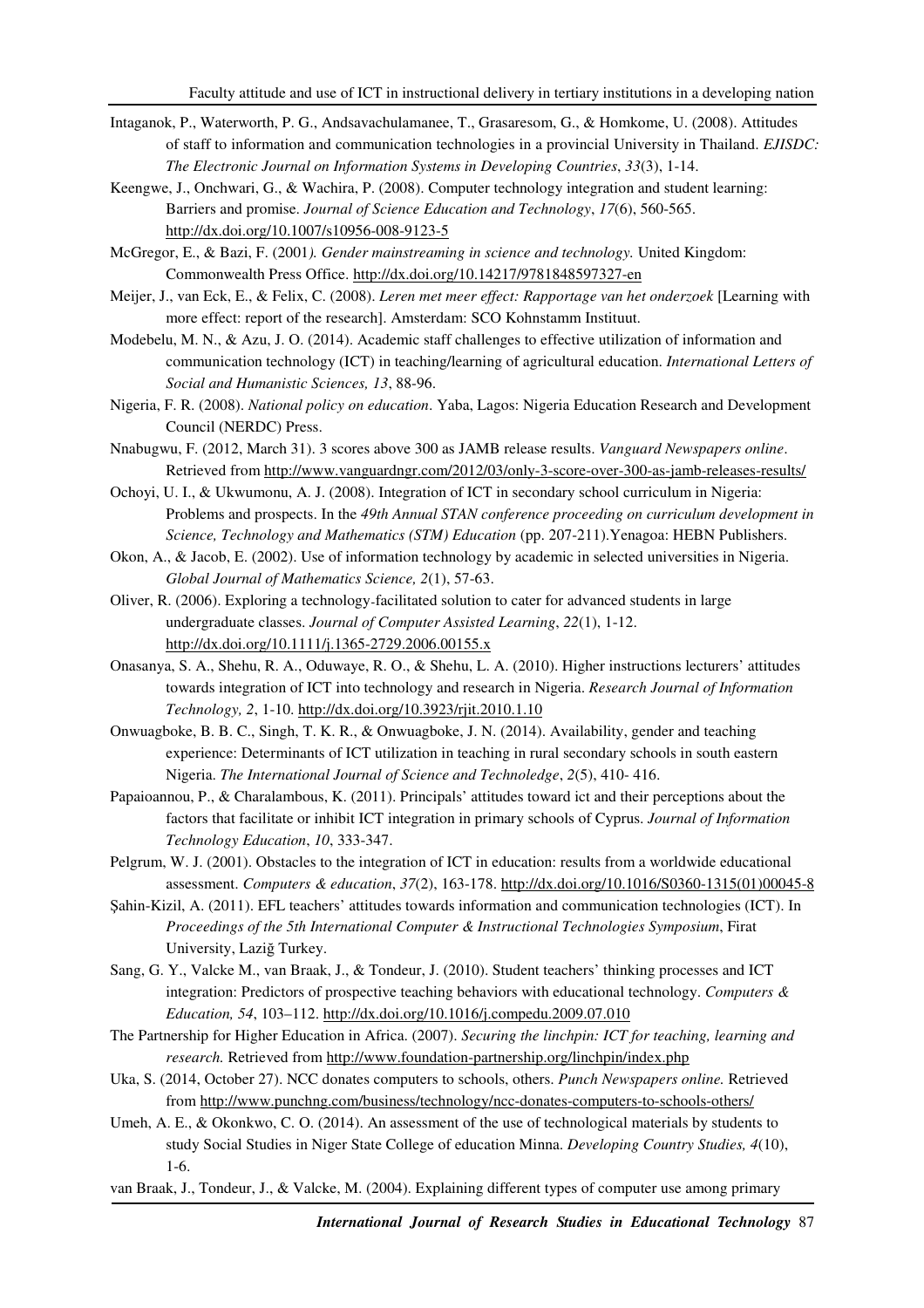Intaganok, P., Waterworth, P. G., Andsavachulamanee, T., Grasaresom, G., & Homkome, U. (2008). Attitudes of staff to information and communication technologies in a provincial University in Thailand. *EJISDC: The Electronic Journal on Information Systems in Developing Countries*, *33*(3), 1-14.

Keengwe, J., Onchwari, G., & Wachira, P. (2008). Computer technology integration and student learning: Barriers and promise. *Journal of Science Education and Technology*, *17*(6), 560-565. http://dx.doi.org/10.1007/s10956-008-9123-5

McGregor, E., & Bazi, F. (2001*). Gender mainstreaming in science and technology.* United Kingdom: Commonwealth Press Office. http://dx.doi.org/10.14217/9781848597327-en

Meijer, J., van Eck, E., & Felix, C. (2008). *Leren met meer effect: Rapportage van het onderzoek* [Learning with more effect: report of the research]. Amsterdam: SCO Kohnstamm Instituut.

Modebelu, M. N., & Azu, J. O. (2014). Academic staff challenges to effective utilization of information and communication technology (ICT) in teaching/learning of agricultural education. *International Letters of Social and Humanistic Sciences, 13*, 88-96.

Nigeria, F. R. (2008). *National policy on education*. Yaba, Lagos: Nigeria Education Research and Development Council (NERDC) Press.

Nnabugwu, F. (2012, March 31). 3 scores above 300 as JAMB release results. *Vanguard Newspapers online*. Retrieved from http://www.vanguardngr.com/2012/03/only-3-score-over-300-as-jamb-releases-results/

Ochoyi, U. I., & Ukwumonu, A. J. (2008). Integration of ICT in secondary school curriculum in Nigeria: Problems and prospects. In the *49th Annual STAN conference proceeding on curriculum development in Science, Technology and Mathematics (STM) Education* (pp. 207-211).Yenagoa: HEBN Publishers.

Okon, A., & Jacob, E. (2002). Use of information technology by academic in selected universities in Nigeria. *Global Journal of Mathematics Science, 2*(1), 57-63.

Oliver, R. (2006). Exploring a technology-facilitated solution to cater for advanced students in large undergraduate classes. *Journal of Computer Assisted Learning*, *22*(1), 1-12. http://dx.doi.org/10.1111/j.1365-2729.2006.00155.x

Onasanya, S. A., Shehu, R. A., Oduwaye, R. O., & Shehu, L. A. (2010). Higher instructions lecturers' attitudes towards integration of ICT into technology and research in Nigeria. *Research Journal of Information Technology, 2*, 1-10. http://dx.doi.org/10.3923/rjit.2010.1.10

Onwuagboke, B. B. C., Singh, T. K. R., & Onwuagboke, J. N. (2014). Availability, gender and teaching experience: Determinants of ICT utilization in teaching in rural secondary schools in south eastern Nigeria. *The International Journal of Science and Technoledge*, *2*(5), 410- 416.

Papaioannou, P., & Charalambous, K. (2011). Principals' attitudes toward ict and their perceptions about the factors that facilitate or inhibit ICT integration in primary schools of Cyprus. *Journal of Information Technology Education*, *10*, 333-347.

Pelgrum, W. J. (2001). Obstacles to the integration of ICT in education: results from a worldwide educational assessment. *Computers & education*, *37*(2), 163-178. http://dx.doi.org/10.1016/S0360-1315(01)00045-8

Şahin-Kizil, A. (2011). EFL teachers' attitudes towards information and communication technologies (ICT). In *Proceedings of the 5th International Computer & Instructional Technologies Symposium*, Firat University, Laziğ Turkey.

Sang, G. Y., Valcke M., van Braak, J., & Tondeur, J. (2010). Student teachers' thinking processes and ICT integration: Predictors of prospective teaching behaviors with educational technology. *Computers & Education, 54*, 103–112. http://dx.doi.org/10.1016/j.compedu.2009.07.010

The Partnership for Higher Education in Africa. (2007). *Securing the linchpin: ICT for teaching, learning and research.* Retrieved from http://www.foundation-partnership.org/linchpin/index.php

Uka, S. (2014, October 27). NCC donates computers to schools, others. *Punch Newspapers online.* Retrieved from http://www.punchng.com/business/technology/ncc-donates-computers-to-schools-others/

Umeh, A. E., & Okonkwo, C. O. (2014). An assessment of the use of technological materials by students to study Social Studies in Niger State College of education Minna. *Developing Country Studies, 4*(10), 1-6.

van Braak, J., Tondeur, J., & Valcke, M. (2004). Explaining different types of computer use among primary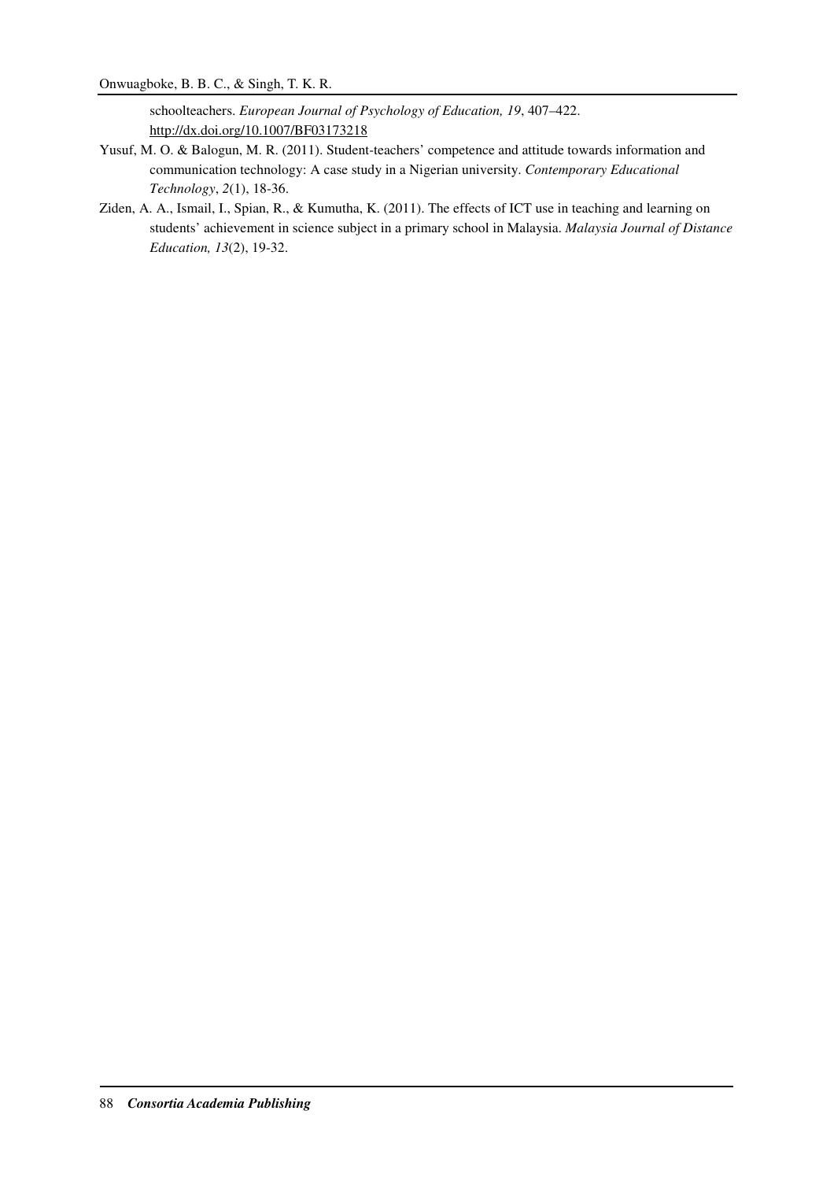schoolteachers. *European Journal of Psychology of Education, 19*, 407–422. http://dx.doi.org/10.1007/BF03173218

Yusuf, M. O. & Balogun, M. R. (2011). Student-teachers' competence and attitude towards information and communication technology: A case study in a Nigerian university. *Contemporary Educational Technology*, *2*(1), 18-36.

Ziden, A. A., Ismail, I., Spian, R., & Kumutha, K. (2011). The effects of ICT use in teaching and learning on students' achievement in science subject in a primary school in Malaysia. *Malaysia Journal of Distance Education, 13*(2), 19-32.